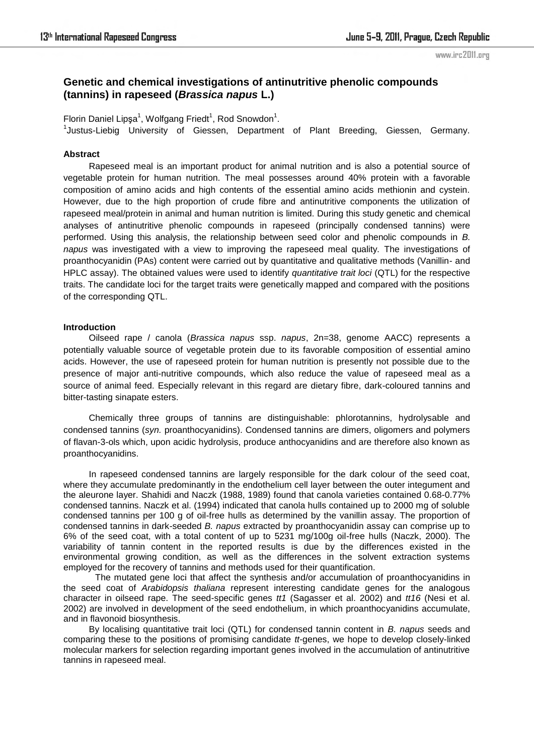# Genetic and chemical investigations of antinutritive phenolic compounds (tannins) in rapeseed (*Brassica napus* L.)

Florin Daniel Lipşa[1], Wolfgang Friedt[1], Rod Snowdon[1].

[1]Justus-Liebig University of Giessen, Department of Plant Breeding, Giessen, Germany.

### Abstract

Rapeseed meal is an important product for animal nutrition and is also a potential source of vegetable protein for human nutrition. The meal possesses around 40% protein with a favorable composition of amino acids and high contents of the essential amino acids methionin and cystein. However, due to the high proportion of crude fibre and antinutritive components the utilization of rapeseed meal/protein in animal and human nutrition is limited. During this study genetic and chemical analyses of antinutritive phenolic compounds in rapeseed (principally condensed tannins) were performed. Using this analysis, the relationship between seed color and phenolic compounds in *B. napus* was investigated with a view to improving the rapeseed meal quality. The investigations of proanthocyanidin (PAs) content were carried out by quantitative and qualitative methods (Vanillin- and HPLC assay). The obtained values were used to identify *quantitative trait loci* (QTL) for the respective traits. The candidate loci for the target traits were genetically mapped and compared with the positions of the corresponding QTL.

### Introduction

Oilseed rape / canola (*Brassica napus* ssp. *napus*, 2n=38, genome AACC) represents a potentially valuable source of vegetable protein due to its favorable composition of essential amino acids. However, the use of rapeseed protein for human nutrition is presently not possible due to the presence of major anti-nutritive compounds, which also reduce the value of rapeseed meal as a source of animal feed. Especially relevant in this regard are dietary fibre, dark-coloured tannins and bitter-tasting sinapate esters.

Chemically three groups of tannins are distinguishable: phlorotannins, hydrolysable and condensed tannins (*syn.* proanthocyanidins). Condensed tannins are dimers, oligomers and polymers of flavan-3-ols which, upon acidic hydrolysis, produce anthocyanidins and are therefore also known as proanthocyanidins.

In rapeseed condensed tannins are largely responsible for the dark colour of the seed coat, where they accumulate predominantly in the endothelium cell layer between the outer integument and the aleurone layer. Shahidi and Naczk (1988, 1989) found that canola varieties contained 0.68-0.77% condensed tannins. Naczk et al. (1994) indicated that canola hulls contained up to 2000 mg of soluble condensed tannins per 100 g of oil-free hulls as determined by the vanillin assay. The proportion of condensed tannins in dark-seeded *B. napus* extracted by proanthocyanidin assay can comprise up to 6% of the seed coat, with a total content of up to 5231 mg/100g oil-free hulls (Naczk, 2000). The variability of tannin content in the reported results is due by the differences existed in the environmental growing condition, as well as the differences in the solvent extraction systems employed for the recovery of tannins and methods used for their quantification.

The mutated gene loci that affect the synthesis and/or accumulation of proanthocyanidins in the seed coat of *Arabidopsis thaliana* represent interesting candidate genes for the analogous character in oilseed rape. The seed-specific genes *tt1* (Sagasser et al. 2002) and *tt16* (Nesi et al. 2002) are involved in development of the seed endothelium, in which proanthocyanidins accumulate, and in flavonoid biosynthesis.

By localising quantitative trait loci (QTL) for condensed tannin content in *B. napus* seeds and comparing these to the positions of promising candidate *tt*-genes, we hope to develop closely-linked molecular markers for selection regarding important genes involved in the accumulation of antinutritive tannins in rapeseed meal.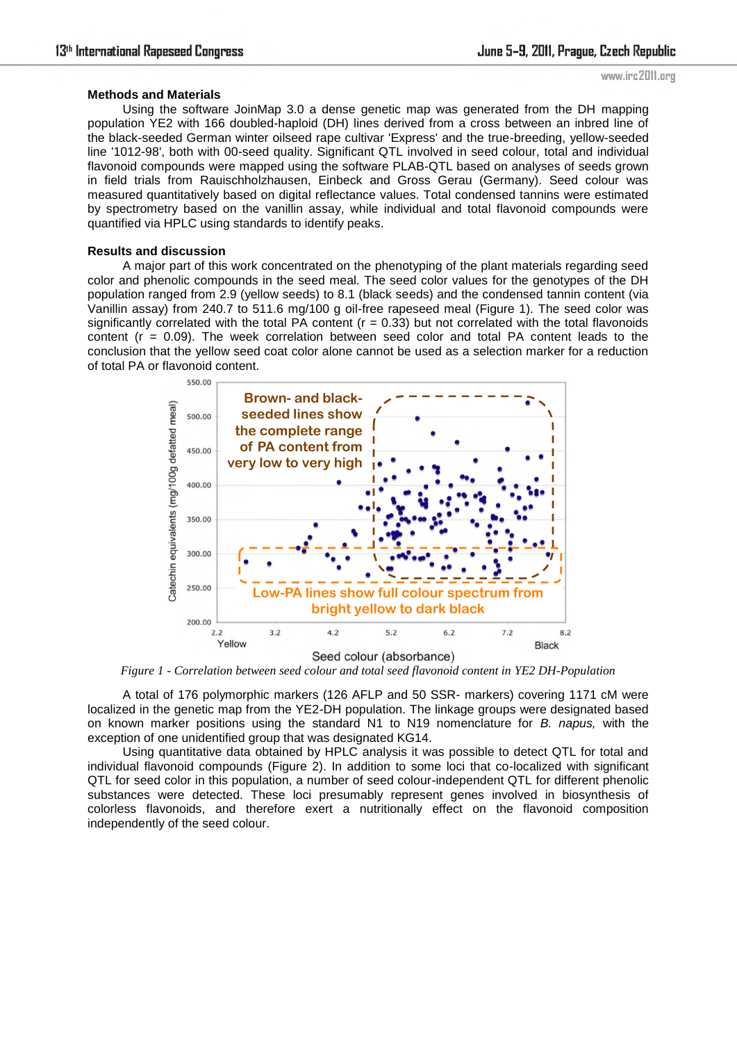## Methods and Materials

Using the software JoinMap 3.0 a dense genetic map was generated from the DH mapping population YE2 with 166 doubled-haploid (DH) lines derived from a cross between an inbred line of the black-seeded German winter oilseed rape cultivar 'Express' and the true-breeding, yellow-seeded line '1012-98', both with 00-seed quality. Significant QTL involved in seed colour, total and individual flavonoid compounds were mapped using the software PLAB-QTL based on analyses of seeds grown in field trials from Rauischholzhausen, Einbeck and Gross Gerau (Germany). Seed colour was measured quantitatively based on digital reflectance values. Total condensed tannins were estimated by spectrometry based on the vanillin assay, while individual and total flavonoid compounds were quantified via HPLC using standards to identify peaks.

## Results and discussion

A major part of this work concentrated on the phenotyping of the plant materials regarding seed color and phenolic compounds in the seed meal. The seed color values for the genotypes of the DH population ranged from 2.9 (yellow seeds) to 8.1 (black seeds) and the condensed tannin content (via Vanillin assay) from 240.7 to 511.6 mg/100 g oil-free rapeseed meal (Figure 1). The seed color was significantly correlated with the total PA content (r = 0.33) but not correlated with the total flavonoids content (r = 0.09). The week correlation between seed color and total PA content leads to the conclusion that the yellow seed coat color alone cannot be used as a selection marker for a reduction of total PA or flavonoid content.

*Figure 1 - Correlation between seed colour and total seed flavonoid content in YE2 DH-Population*

A total of 176 polymorphic markers (126 AFLP and 50 SSR- markers) covering 1171 cM were localized in the genetic map from the YE2-DH population. The linkage groups were designated based on known marker positions using the standard N1 to N19 nomenclature for *B. napus,* with the exception of one unidentified group that was designated KG14.

Using quantitative data obtained by HPLC analysis it was possible to detect QTL for total and individual flavonoid compounds (Figure 2). In addition to some loci that co-localized with significant QTL for seed color in this population, a number of seed colour-independent QTL for different phenolic substances were detected. These loci presumably represent genes involved in biosynthesis of colorless flavonoids, and therefore exert a nutritionally effect on the flavonoid composition independently of the seed colour.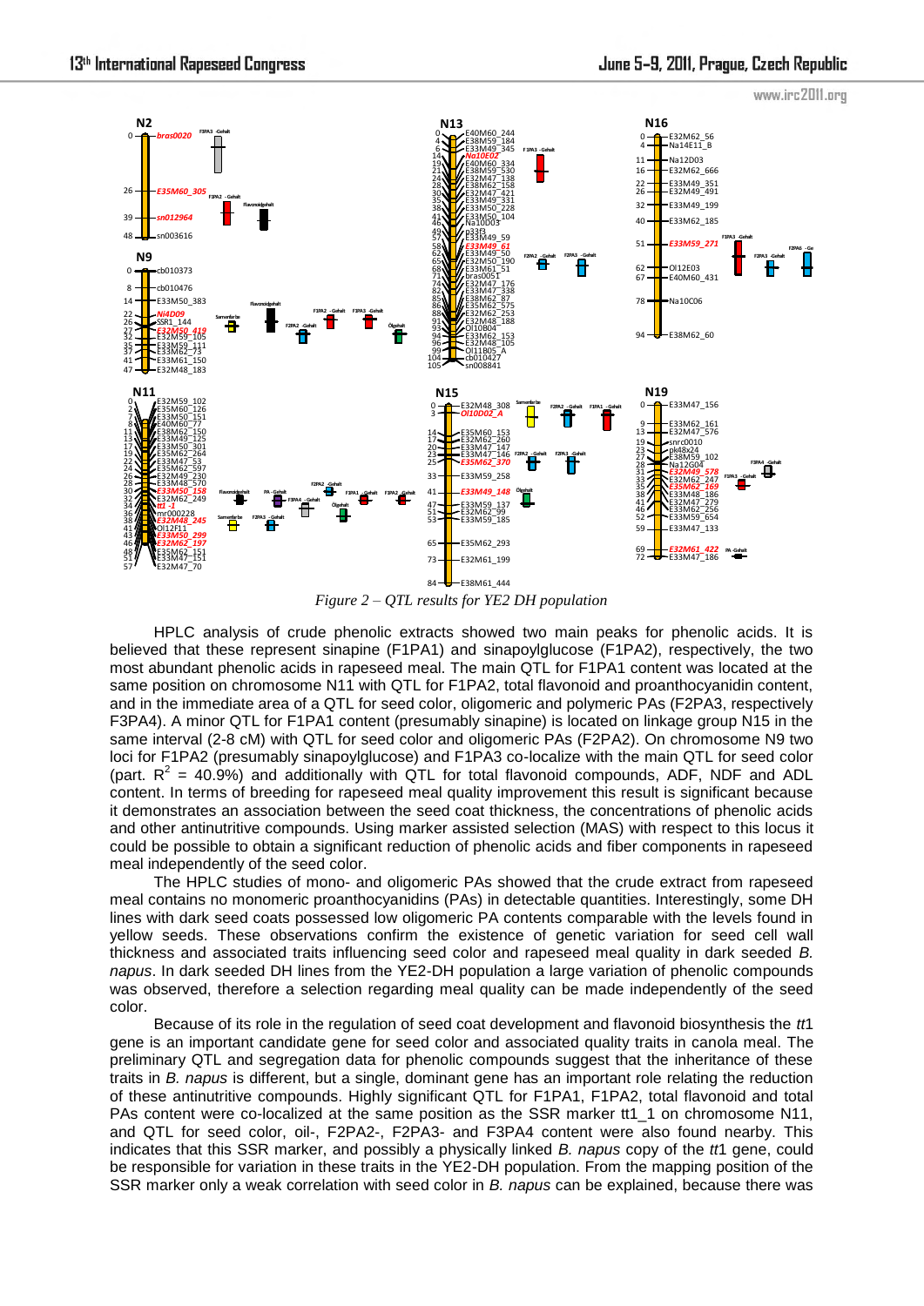*Figure 2 – QTL results for YE2 DH population*

HPLC analysis of crude phenolic extracts showed two main peaks for phenolic acids. It is believed that these represent sinapine (F1PA1) and sinapoylglucose (F1PA2), respectively, the two most abundant phenolic acids in rapeseed meal. The main QTL for F1PA1 content was located at the same position on chromosome N11 with QTL for F1PA2, total flavonoid and proanthocyanidin content, and in the immediate area of a QTL for seed color, oligomeric and polymeric PAs (F2PA3, respectively F3PA4). A minor QTL for F1PA1 content (presumably sinapine) is located on linkage group N15 in the same interval (2-8 cM) with QTL for seed color and oligomeric PAs (F2PA2). On chromosome N9 two loci for F1PA2 (presumably sinapoylglucose) and F1PA3 co-localize with the main QTL for seed color (part. $R^2$ = 40.9%) and additionally with QTL for total flavonoid compounds, ADF, NDF and ADL content. In terms of breeding for rapeseed meal quality improvement this result is significant because it demonstrates an association between the seed coat thickness, the concentrations of phenolic acids and other antinutritive compounds. Using marker assisted selection (MAS) with respect to this locus it could be possible to obtain a significant reduction of phenolic acids and fiber components in rapeseed meal independently of the seed color.

The HPLC studies of mono- and oligomeric PAs showed that the crude extract from rapeseed meal contains no monomeric proanthocyanidins (PAs) in detectable quantities. Interestingly, some DH lines with dark seed coats possessed low oligomeric PA contents comparable with the levels found in yellow seeds. These observations confirm the existence of genetic variation for seed cell wall thickness and associated traits influencing seed color and rapeseed meal quality in dark seeded *B. napus*. In dark seeded DH lines from the YE2-DH population a large variation of phenolic compounds was observed, therefore a selection regarding meal quality can be made independently of the seed color.

Because of its role in the regulation of seed coat development and flavonoid biosynthesis the *tt*1 gene is an important candidate gene for seed color and associated quality traits in canola meal. The preliminary QTL and segregation data for phenolic compounds suggest that the inheritance of these traits in *B. napus* is different, but a single, dominant gene has an important role relating the reduction of these antinutritive compounds. Highly significant QTL for F1PA1, F1PA2, total flavonoid and total PAs content were co-localized at the same position as the SSR marker tt1_1 on chromosome N11, and QTL for seed color, oil-, F2PA2-, F2PA3- and F3PA4 content were also found nearby. This indicates that this SSR marker, and possibly a physically linked *B. napus* copy of the *tt*1 gene, could be responsible for variation in these traits in the YE2-DH population. From the mapping position of the SSR marker only a weak correlation with seed color in *B. napus* can be explained, because there was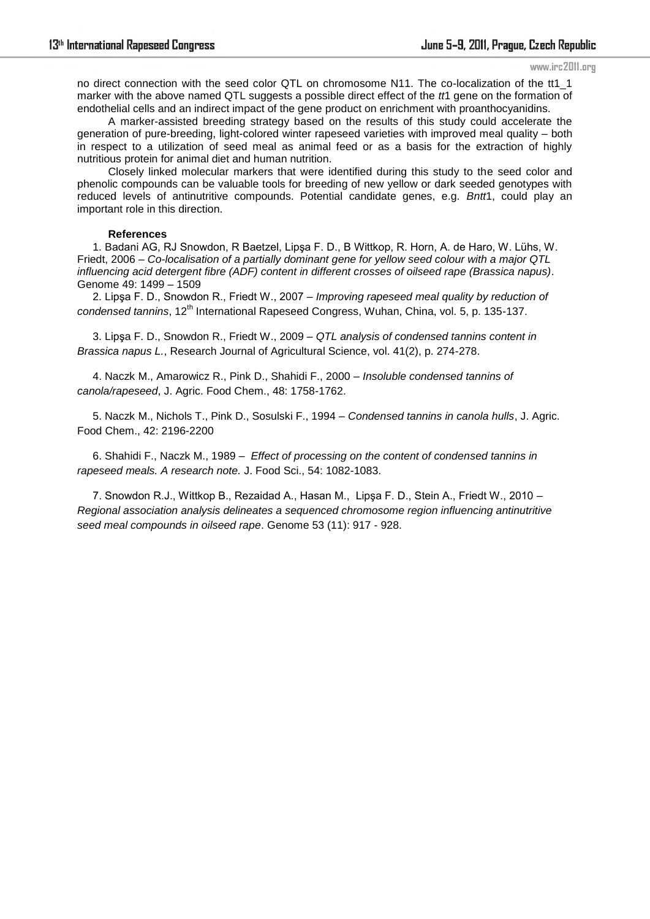no direct connection with the seed color QTL on chromosome N11. The co-localization of the tt1_1 marker with the above named QTL suggests a possible direct effect of the *tt*1 gene on the formation of endothelial cells and an indirect impact of the gene product on enrichment with proanthocyanidins.

A marker-assisted breeding strategy based on the results of this study could accelerate the generation of pure-breeding, light-colored winter rapeseed varieties with improved meal quality – both in respect to a utilization of seed meal as animal feed or as a basis for the extraction of highly nutritious protein for animal diet and human nutrition.

Closely linked molecular markers that were identified during this study to the seed color and phenolic compounds can be valuable tools for breeding of new yellow or dark seeded genotypes with reduced levels of antinutritive compounds. Potential candidate genes, e.g. *Bntt*1, could play an important role in this direction.

**References**

1. Badani AG, RJ Snowdon, R Baetzel, Lipşa F. D., B Wittkop, R. Horn, A. de Haro, W. Lühs, W. Friedt, 2006 – *Co-localisation of a partially dominant gene for yellow seed colour with a major QTL influencing acid detergent fibre (ADF) content in different crosses of oilseed rape (Brassica napus)*. Genome 49: 1499 – 1509

2. Lipşa F. D., Snowdon R., Friedt W., 2007 – *Improving rapeseed meal quality by reduction of condensed tannins*, 12th International Rapeseed Congress, Wuhan, China, vol. 5, p. 135-137.

3. Lipşa F. D., Snowdon R., Friedt W., 2009 – *QTL analysis of condensed tannins content in Brassica napus L.*, Research Journal of Agricultural Science, vol. 41(2), p. 274-278.

4. Naczk M., Amarowicz R., Pink D., Shahidi F., 2000 – *Insoluble condensed tannins of canola/rapeseed*, J. Agric. Food Chem., 48: 1758-1762.

5. Naczk M., Nichols T., Pink D., Sosulski F., 1994 – *Condensed tannins in canola hulls*, J. Agric. Food Chem., 42: 2196-2200

6. Shahidi F., Naczk M., 1989 – *Effect of processing on the content of condensed tannins in rapeseed meals. A research note.* J. Food Sci., 54: 1082-1083.

7. Snowdon R.J., Wittkop B., Rezaidad A., Hasan M., Lipşa F. D., Stein A., Friedt W., 2010 – *Regional association analysis delineates a sequenced chromosome region influencing antinutritive seed meal compounds in oilseed rape*. Genome 53 (11): 917 - 928.